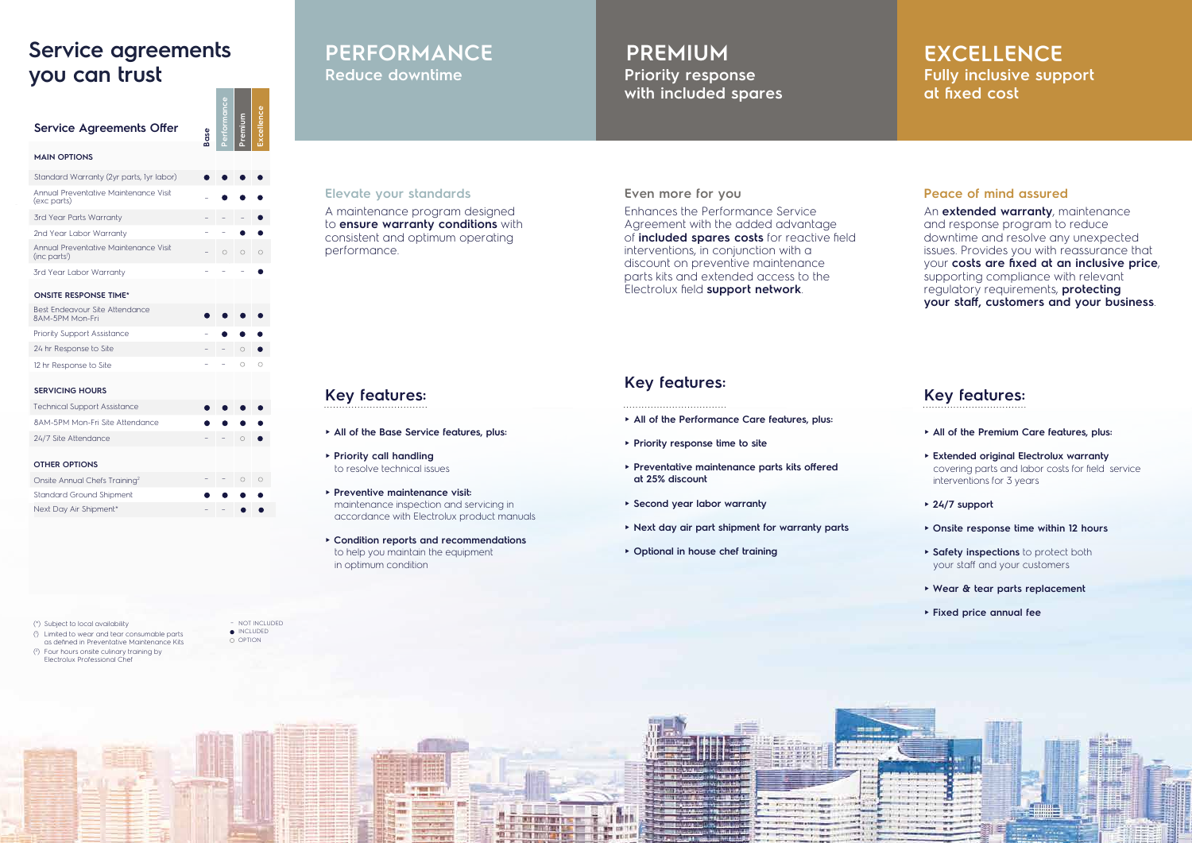# Service agreements you can trust

| Service Agreements Offer | Base | Performance | Premium | Excellence |
|---|---|---|---|---|
| **MAIN OPTIONS** | | | | |
| Standard Warranty (2yr parts, 1yr labor) | ● | ● | ● | ● |
| Annual Preventative Maintenance Visit (exc parts) | – | ● | ● | ● |
| 3rd Year Parts Warranty | – | – | – | ● |
| 2nd Year Labor Warranty | – | – | ● | ● |
| Annual Preventative Maintenance Visit (inc parts) | – | ○ | ○ | ○ |
| 3rd Year Labor Warranty | – | – | – | ● |
| **ONSITE RESPONSE TIME*** | | | | |
| Best Endeavour Site Attendance 8AM-5PM Mon-Fri | ● | ● | ● | ● |
| Priority Support Assistance | – | ● | ● | ● |
| 24 hr Response to Site | – | – | ○ | ● |
| 12 hr Response to Site | – | – | ○ | ○ |
| **SERVICING HOURS** | | | | |
| Technical Support Assistance | ● | ● | ● | ● |
| 8AM-5PM Mon-Fri Site Attendance | ● | ● | ● | ● |
| 24/7 Site Attendance | – | – | ○ | ● |
| **OTHER OPTIONS** | | | | |
| Onsite Annual Chefs Training[2] | – | – | ○ | ○ |
| Standard Ground Shipment | ● | ● | ● | ● |
| Next Day Air Shipment* | – | – | ● | ● |

(*) Subject to local availability
() Limited to wear and tear consumable parts as defined in Preventative Maintenance Kits
(2) Four hours onsite culinary training by Electrolux Professional Chef

– NOT INCLUDED
● INCLUDED
○ OPTION

## PERFORMANCE
### Reduce downtime

**Elevate your standards**

A maintenance program designed to **ensure warranty conditions** with consistent and optimum operating performance.

### Key features:

- **All of the Base Service features, plus:**
- **Priority call handling** to resolve technical issues
- **Preventive maintenance visit:** maintenance inspection and servicing in accordance with Electrolux product manuals
- **Condition reports and recommendations** to help you maintain the equipment in optimum condition

## PREMIUM
### Priority response with included spares

**Even more for you**

Enhances the Performance Service Agreement with the added advantage of **included spares costs** for reactive field interventions, in conjunction with a discount on preventive maintenance parts kits and extended access to the Electrolux field **support network**.

### Key features:

- **All of the Performance Care features, plus:**
- **Priority response time to site**
- **Preventative maintenance parts kits offered at 25% discount**
- **Second year labor warranty**
- **Next day air part shipment for warranty parts**
- **Optional in house chef training**

## EXCELLENCE
### Fully inclusive support at fixed cost

**Peace of mind assured**

An **extended warranty**, maintenance and response program to reduce downtime and resolve any unexpected issues. Provides you with reassurance that your **costs are fixed at an inclusive price**, supporting compliance with relevant regulatory requirements, **protecting your staff, customers and your business**.

### Key features:

- **All of the Premium Care features, plus:**
- **Extended original Electrolux warranty** covering parts and labor costs for field service interventions for 3 years
- **24/7 support**
- **Onsite response time within 12 hours**
- **Safety inspections** to protect both your staff and your customers
- **Wear & tear parts replacement**
- **Fixed price annual fee**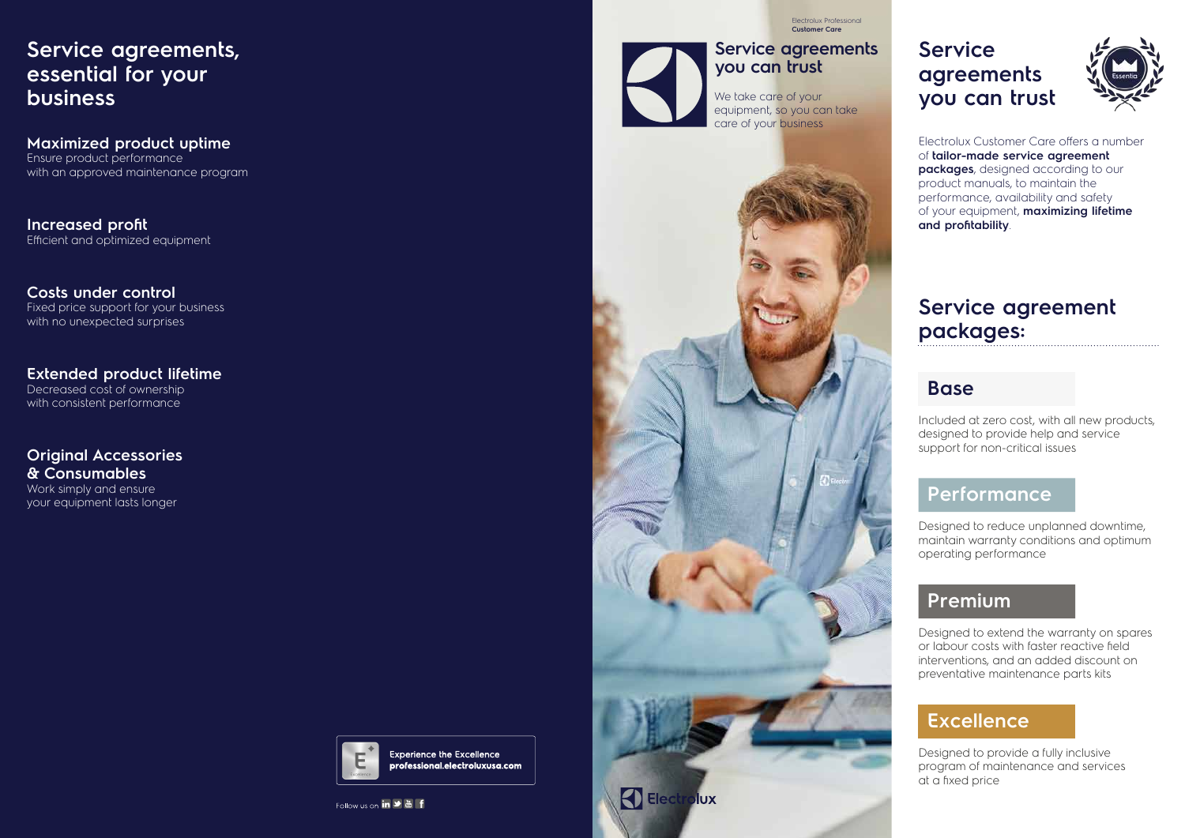# Service agreements, essential for your business

### Maximized product uptime
Ensure product performance
with an approved maintenance program

### Increased profit
Efficient and optimized equipment

### Costs under control
Fixed price support for your business
with no unexpected surprises

### Extended product lifetime
Decreased cost of ownership
with consistent performance

### Original Accessories & Consumables
Work simply and ensure
your equipment lasts longer

Experience the Excellence
**professional.electroluxusa.com**

Follow us on

Electrolux Professional
**Customer Care**

## Service agreements you can trust

We take care of your equipment, so you can take care of your business

Electrolux

# Service agreements you can trust

Essentia

Electrolux Customer Care offers a number of **tailor-made service agreement packages**, designed according to our product manuals, to maintain the performance, availability and safety of your equipment, **maximizing lifetime and profitability**.

## Service agreement packages:

### Base
Included at zero cost, with all new products, designed to provide help and service support for non-critical issues

### Performance
Designed to reduce unplanned downtime, maintain warranty conditions and optimum operating performance

### Premium
Designed to extend the warranty on spares or labour costs with faster reactive field interventions, and an added discount on preventative maintenance parts kits

### Excellence
Designed to provide a fully inclusive program of maintenance and services at a fixed price